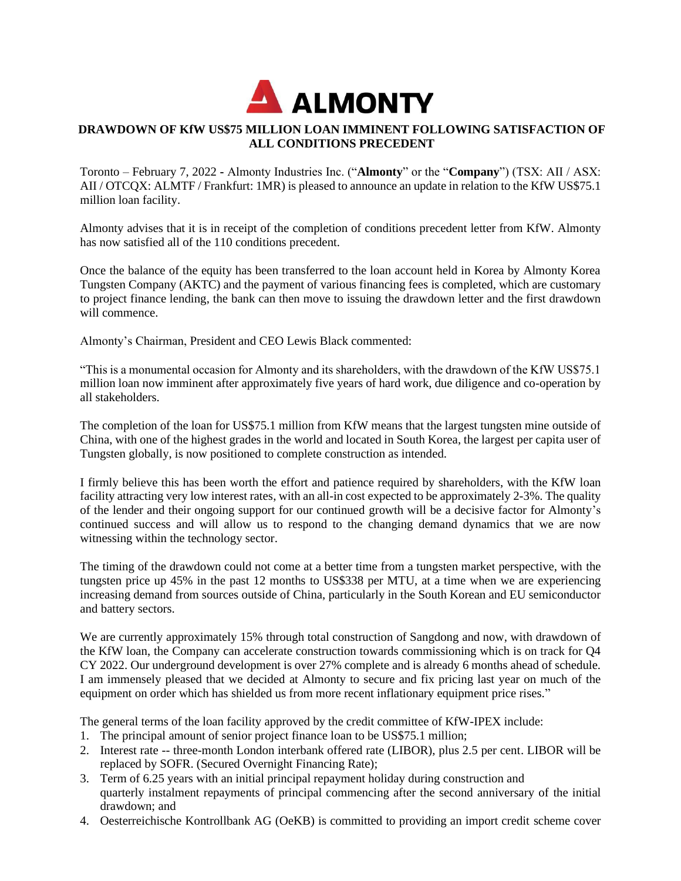**ALMONTY**

# DRAWDOWN OF KfW US$75 MILLION LOAN IMMINENT FOLLOWING SATISFACTION OF ALL CONDITIONS PRECEDENT

Toronto – February 7, 2022 - Almonty Industries Inc. ("**Almonty**" or the "**Company**") (TSX: AII / ASX: AII / OTCQX: ALMTF / Frankfurt: 1MR) is pleased to announce an update in relation to the KfW US$75.1 million loan facility.

Almonty advises that it is in receipt of the completion of conditions precedent letter from KfW. Almonty has now satisfied all of the 110 conditions precedent.

Once the balance of the equity has been transferred to the loan account held in Korea by Almonty Korea Tungsten Company (AKTC) and the payment of various financing fees is completed, which are customary to project finance lending, the bank can then move to issuing the drawdown letter and the first drawdown will commence.

Almonty's Chairman, President and CEO Lewis Black commented:

"This is a monumental occasion for Almonty and its shareholders, with the drawdown of the KfW US$75.1 million loan now imminent after approximately five years of hard work, due diligence and co-operation by all stakeholders.

The completion of the loan for US$75.1 million from KfW means that the largest tungsten mine outside of China, with one of the highest grades in the world and located in South Korea, the largest per capita user of Tungsten globally, is now positioned to complete construction as intended.

I firmly believe this has been worth the effort and patience required by shareholders, with the KfW loan facility attracting very low interest rates, with an all-in cost expected to be approximately 2-3%. The quality of the lender and their ongoing support for our continued growth will be a decisive factor for Almonty's continued success and will allow us to respond to the changing demand dynamics that we are now witnessing within the technology sector.

The timing of the drawdown could not come at a better time from a tungsten market perspective, with the tungsten price up 45% in the past 12 months to US$338 per MTU, at a time when we are experiencing increasing demand from sources outside of China, particularly in the South Korean and EU semiconductor and battery sectors.

We are currently approximately 15% through total construction of Sangdong and now, with drawdown of the KfW loan, the Company can accelerate construction towards commissioning which is on track for Q4 CY 2022. Our underground development is over 27% complete and is already 6 months ahead of schedule. I am immensely pleased that we decided at Almonty to secure and fix pricing last year on much of the equipment on order which has shielded us from more recent inflationary equipment price rises."

The general terms of the loan facility approved by the credit committee of KfW-IPEX include:

1. The principal amount of senior project finance loan to be US$75.1 million;
2. Interest rate -- three-month London interbank offered rate (LIBOR), plus 2.5 per cent. LIBOR will be replaced by SOFR. (Secured Overnight Financing Rate);
3. Term of 6.25 years with an initial principal repayment holiday during construction and quarterly instalment repayments of principal commencing after the second anniversary of the initial drawdown; and
4. Oesterreichische Kontrollbank AG (OeKB) is committed to providing an import credit scheme cover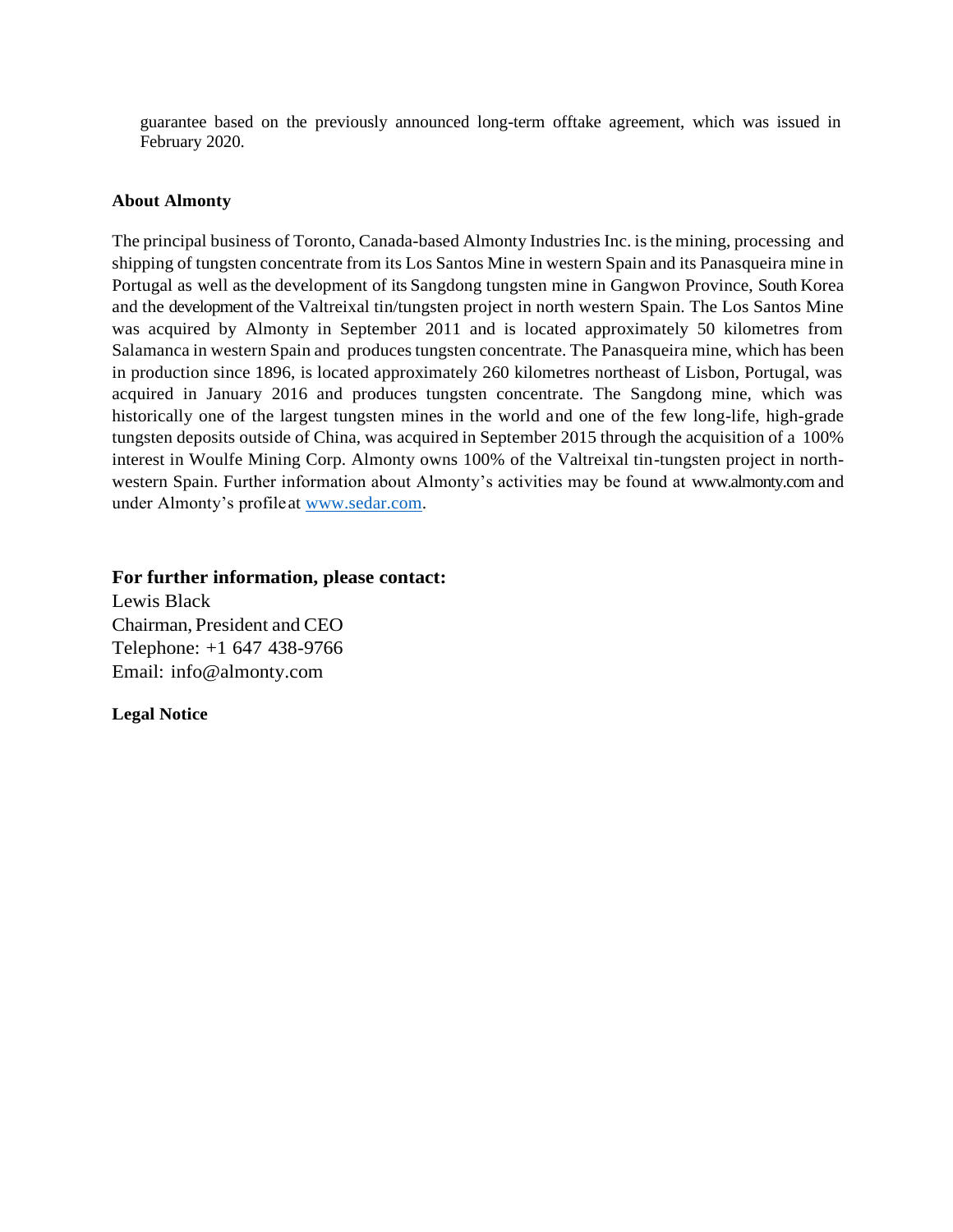guarantee based on the previously announced long-term offtake agreement, which was issued in February 2020.

**About Almonty**

The principal business of Toronto, Canada-based Almonty Industries Inc. is the mining, processing and shipping of tungsten concentrate from its Los Santos Mine in western Spain and its Panasqueira mine in Portugal as well as the development of its Sangdong tungsten mine in Gangwon Province, South Korea and the development of the Valtreixal tin/tungsten project in north western Spain. The Los Santos Mine was acquired by Almonty in September 2011 and is located approximately 50 kilometres from Salamanca in western Spain and produces tungsten concentrate. The Panasqueira mine, which has been in production since 1896, is located approximately 260 kilometres northeast of Lisbon, Portugal, was acquired in January 2016 and produces tungsten concentrate. The Sangdong mine, which was historically one of the largest tungsten mines in the world and one of the few long-life, high-grade tungsten deposits outside of China, was acquired in September 2015 through the acquisition of a 100% interest in Woulfe Mining Corp. Almonty owns 100% of the Valtreixal tin-tungsten project in north-western Spain. Further information about Almonty's activities may be found at www.almonty.com and under Almonty's profile at www.sedar.com.

**For further information, please contact:**

Lewis Black
Chairman, President and CEO
Telephone: +1 647 438-9766
Email: info@almonty.com

**Legal Notice**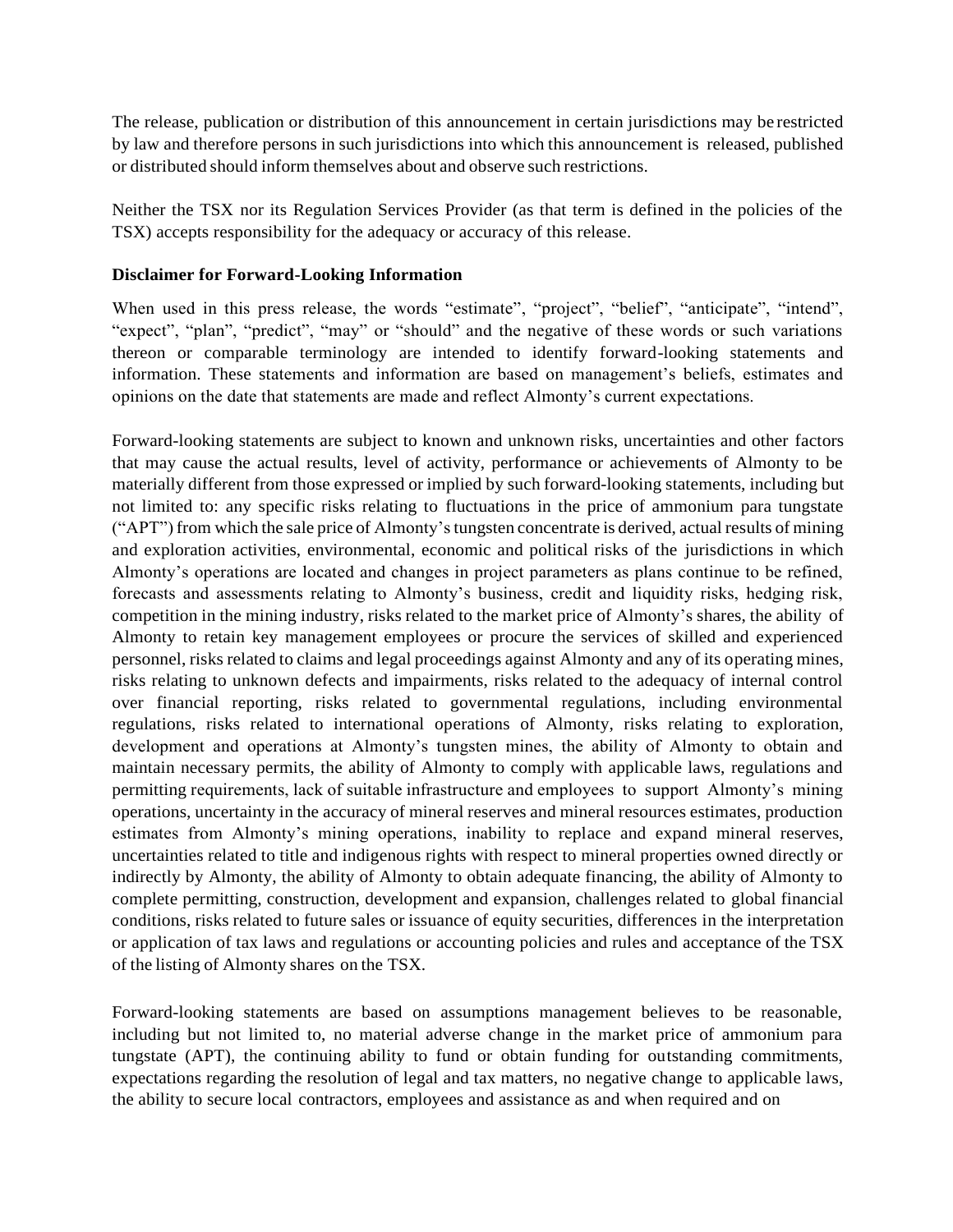The release, publication or distribution of this announcement in certain jurisdictions may be restricted by law and therefore persons in such jurisdictions into which this announcement is released, published or distributed should inform themselves about and observe such restrictions.

Neither the TSX nor its Regulation Services Provider (as that term is defined in the policies of the TSX) accepts responsibility for the adequacy or accuracy of this release.

**Disclaimer for Forward-Looking Information**

When used in this press release, the words "estimate", "project", "belief", "anticipate", "intend", "expect", "plan", "predict", "may" or "should" and the negative of these words or such variations thereon or comparable terminology are intended to identify forward-looking statements and information. These statements and information are based on management's beliefs, estimates and opinions on the date that statements are made and reflect Almonty's current expectations.

Forward-looking statements are subject to known and unknown risks, uncertainties and other factors that may cause the actual results, level of activity, performance or achievements of Almonty to be materially different from those expressed or implied by such forward-looking statements, including but not limited to: any specific risks relating to fluctuations in the price of ammonium para tungstate ("APT") from which the sale price of Almonty's tungsten concentrate is derived, actual results of mining and exploration activities, environmental, economic and political risks of the jurisdictions in which Almonty's operations are located and changes in project parameters as plans continue to be refined, forecasts and assessments relating to Almonty's business, credit and liquidity risks, hedging risk, competition in the mining industry, risks related to the market price of Almonty's shares, the ability of Almonty to retain key management employees or procure the services of skilled and experienced personnel, risks related to claims and legal proceedings against Almonty and any of its operating mines, risks relating to unknown defects and impairments, risks related to the adequacy of internal control over financial reporting, risks related to governmental regulations, including environmental regulations, risks related to international operations of Almonty, risks relating to exploration, development and operations at Almonty's tungsten mines, the ability of Almonty to obtain and maintain necessary permits, the ability of Almonty to comply with applicable laws, regulations and permitting requirements, lack of suitable infrastructure and employees to support Almonty's mining operations, uncertainty in the accuracy of mineral reserves and mineral resources estimates, production estimates from Almonty's mining operations, inability to replace and expand mineral reserves, uncertainties related to title and indigenous rights with respect to mineral properties owned directly or indirectly by Almonty, the ability of Almonty to obtain adequate financing, the ability of Almonty to complete permitting, construction, development and expansion, challenges related to global financial conditions, risks related to future sales or issuance of equity securities, differences in the interpretation or application of tax laws and regulations or accounting policies and rules and acceptance of the TSX of the listing of Almonty shares on the TSX.

Forward-looking statements are based on assumptions management believes to be reasonable, including but not limited to, no material adverse change in the market price of ammonium para tungstate (APT), the continuing ability to fund or obtain funding for outstanding commitments, expectations regarding the resolution of legal and tax matters, no negative change to applicable laws, the ability to secure local contractors, employees and assistance as and when required and on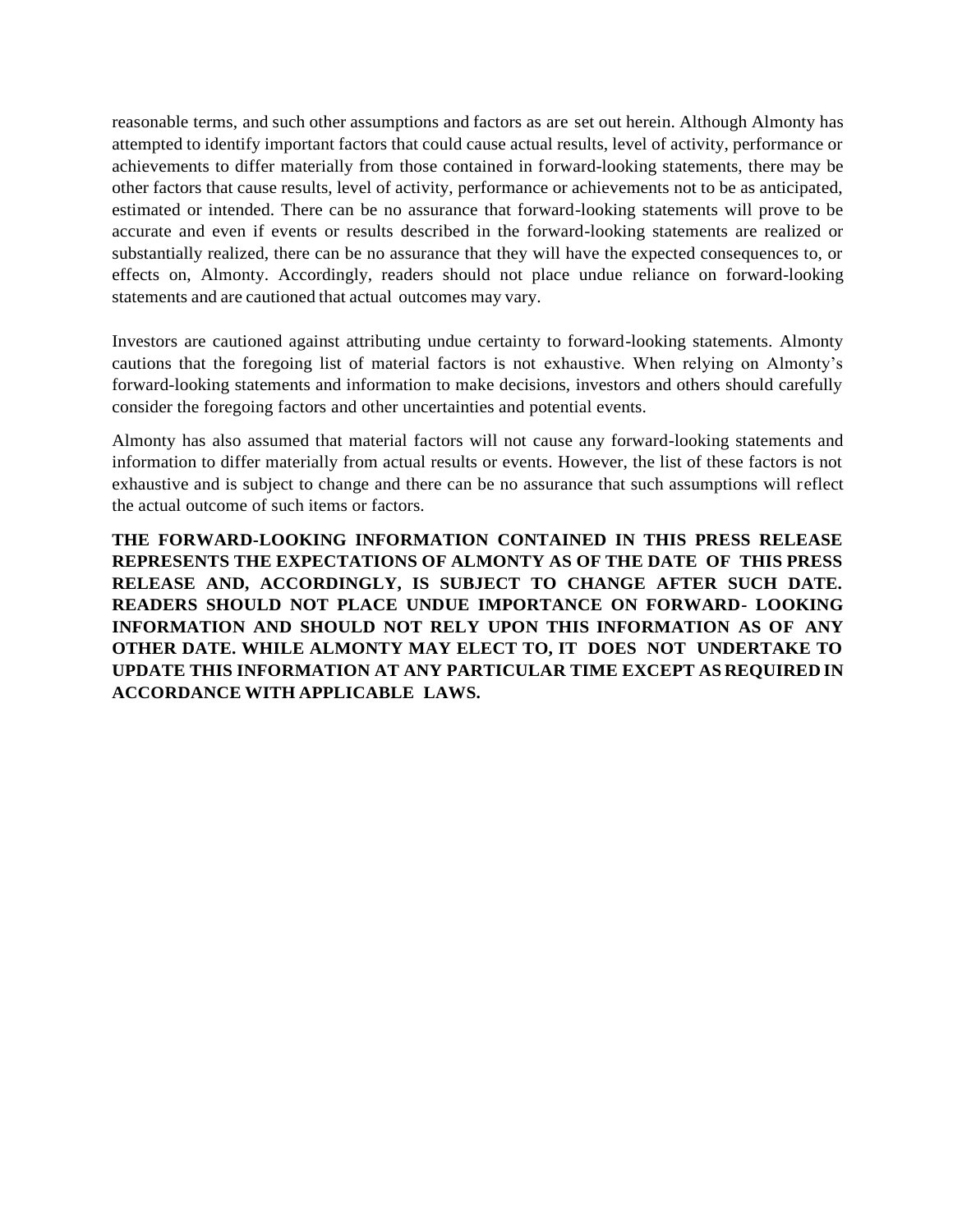reasonable terms, and such other assumptions and factors as are set out herein. Although Almonty has attempted to identify important factors that could cause actual results, level of activity, performance or achievements to differ materially from those contained in forward-looking statements, there may be other factors that cause results, level of activity, performance or achievements not to be as anticipated, estimated or intended. There can be no assurance that forward-looking statements will prove to be accurate and even if events or results described in the forward-looking statements are realized or substantially realized, there can be no assurance that they will have the expected consequences to, or effects on, Almonty. Accordingly, readers should not place undue reliance on forward-looking statements and are cautioned that actual outcomes may vary.

Investors are cautioned against attributing undue certainty to forward-looking statements. Almonty cautions that the foregoing list of material factors is not exhaustive. When relying on Almonty's forward-looking statements and information to make decisions, investors and others should carefully consider the foregoing factors and other uncertainties and potential events.

Almonty has also assumed that material factors will not cause any forward-looking statements and information to differ materially from actual results or events. However, the list of these factors is not exhaustive and is subject to change and there can be no assurance that such assumptions will reflect the actual outcome of such items or factors.

**THE FORWARD-LOOKING INFORMATION CONTAINED IN THIS PRESS RELEASE REPRESENTS THE EXPECTATIONS OF ALMONTY AS OF THE DATE OF THIS PRESS RELEASE AND, ACCORDINGLY, IS SUBJECT TO CHANGE AFTER SUCH DATE. READERS SHOULD NOT PLACE UNDUE IMPORTANCE ON FORWARD- LOOKING INFORMATION AND SHOULD NOT RELY UPON THIS INFORMATION AS OF ANY OTHER DATE. WHILE ALMONTY MAY ELECT TO, IT DOES NOT UNDERTAKE TO UPDATE THIS INFORMATION AT ANY PARTICULAR TIME EXCEPT AS REQUIRED IN ACCORDANCE WITH APPLICABLE LAWS.**